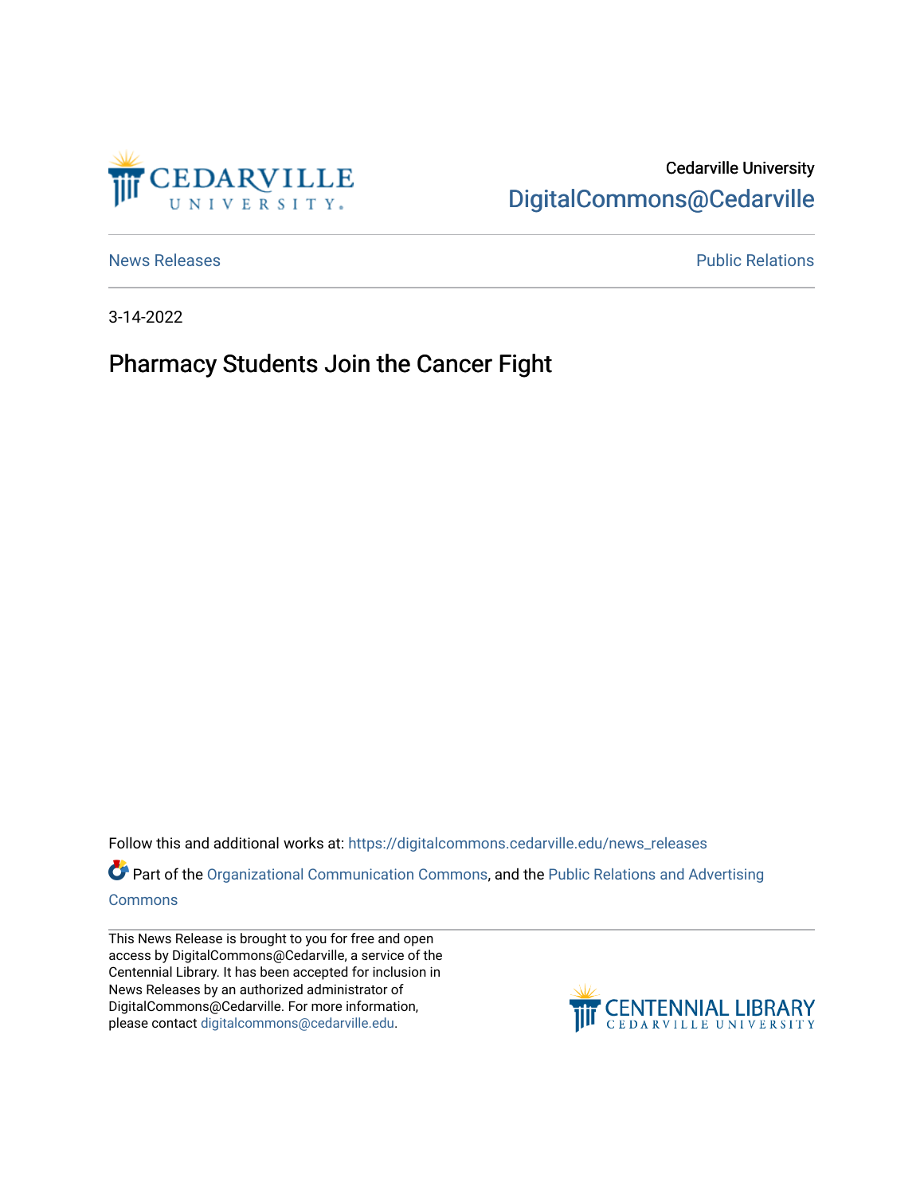Cedarville University

DigitalCommons@Cedarville

News Releases

Public Relations

3-14-2022

# Pharmacy Students Join the Cancer Fight

Follow this and additional works at: https://digitalcommons.cedarville.edu/news_releases

Part of the Organizational Communication Commons, and the Public Relations and Advertising Commons

This News Release is brought to you for free and open access by DigitalCommons@Cedarville, a service of the Centennial Library. It has been accepted for inclusion in News Releases by an authorized administrator of DigitalCommons@Cedarville. For more information, please contact digitalcommons@cedarville.edu.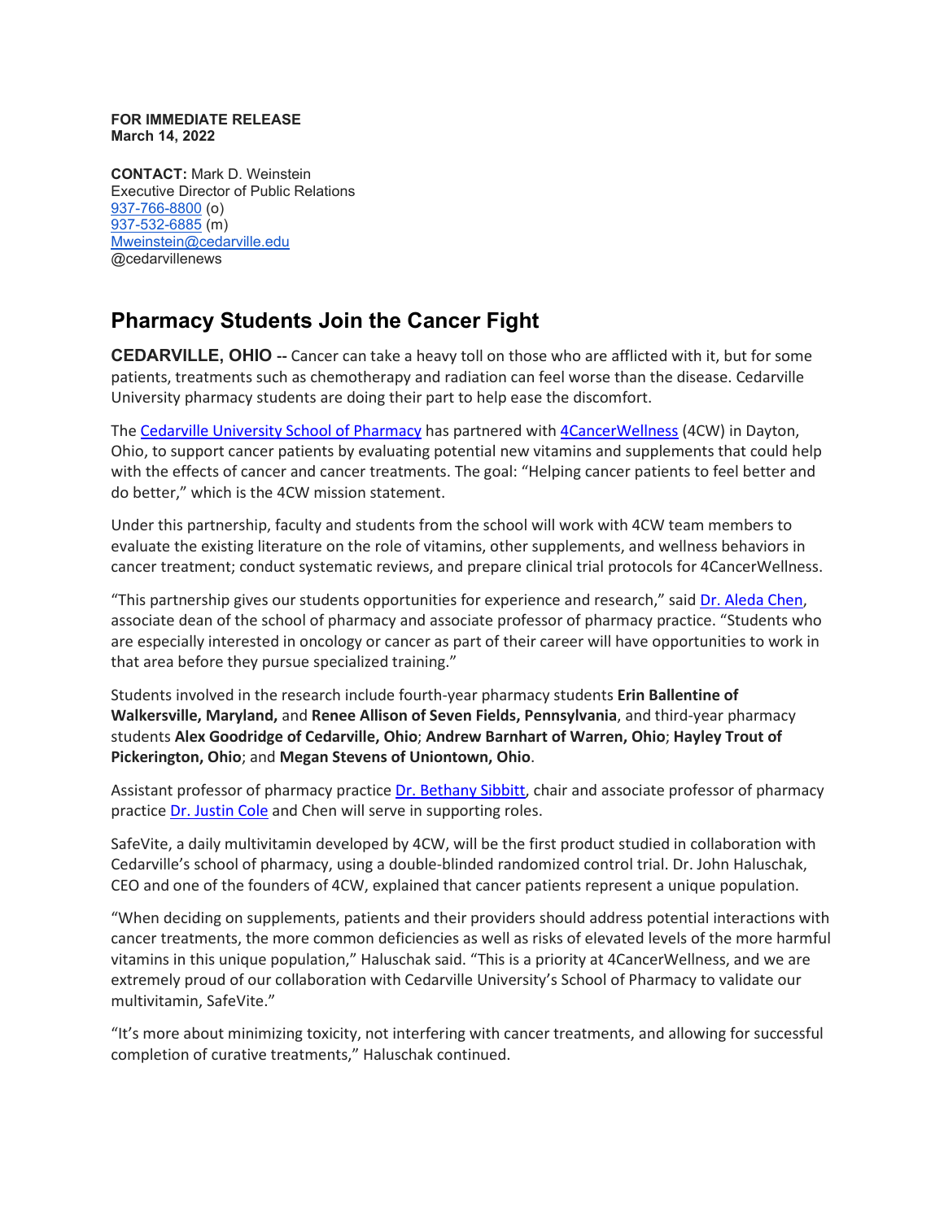**FOR IMMEDIATE RELEASE**
**March 14, 2022**

**CONTACT:** Mark D. Weinstein
Executive Director of Public Relations
937-766-8800 (o)
937-532-6885 (m)
Mweinstein@cedarville.edu
@cedarvillenews

# Pharmacy Students Join the Cancer Fight

**CEDARVILLE, OHIO --** Cancer can take a heavy toll on those who are afflicted with it, but for some patients, treatments such as chemotherapy and radiation can feel worse than the disease. Cedarville University pharmacy students are doing their part to help ease the discomfort.

The Cedarville University School of Pharmacy has partnered with 4CancerWellness (4CW) in Dayton, Ohio, to support cancer patients by evaluating potential new vitamins and supplements that could help with the effects of cancer and cancer treatments. The goal: "Helping cancer patients to feel better and do better," which is the 4CW mission statement.

Under this partnership, faculty and students from the school will work with 4CW team members to evaluate the existing literature on the role of vitamins, other supplements, and wellness behaviors in cancer treatment; conduct systematic reviews, and prepare clinical trial protocols for 4CancerWellness.

"This partnership gives our students opportunities for experience and research," said Dr. Aleda Chen, associate dean of the school of pharmacy and associate professor of pharmacy practice. "Students who are especially interested in oncology or cancer as part of their career will have opportunities to work in that area before they pursue specialized training."

Students involved in the research include fourth-year pharmacy students **Erin Ballentine of Walkersville, Maryland,** and **Renee Allison of Seven Fields, Pennsylvania**, and third-year pharmacy students **Alex Goodridge of Cedarville, Ohio**; **Andrew Barnhart of Warren, Ohio**; **Hayley Trout of Pickerington, Ohio**; and **Megan Stevens of Uniontown, Ohio**.

Assistant professor of pharmacy practice Dr. Bethany Sibbitt, chair and associate professor of pharmacy practice Dr. Justin Cole and Chen will serve in supporting roles.

SafeVite, a daily multivitamin developed by 4CW, will be the first product studied in collaboration with Cedarville's school of pharmacy, using a double-blinded randomized control trial. Dr. John Haluschak, CEO and one of the founders of 4CW, explained that cancer patients represent a unique population.

"When deciding on supplements, patients and their providers should address potential interactions with cancer treatments, the more common deficiencies as well as risks of elevated levels of the more harmful vitamins in this unique population," Haluschak said. "This is a priority at 4CancerWellness, and we are extremely proud of our collaboration with Cedarville University's School of Pharmacy to validate our multivitamin, SafeVite."

"It's more about minimizing toxicity, not interfering with cancer treatments, and allowing for successful completion of curative treatments," Haluschak continued.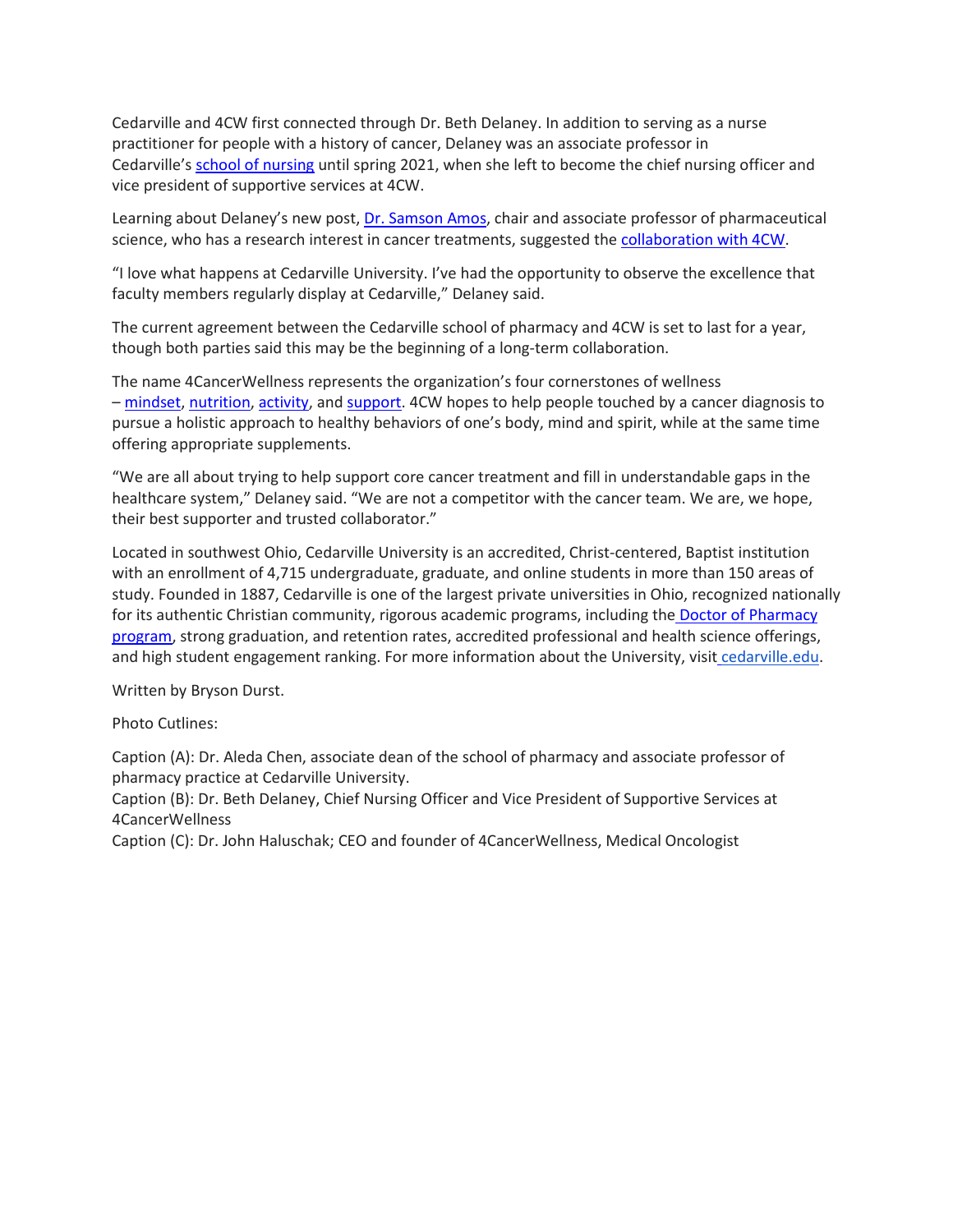Cedarville and 4CW first connected through Dr. Beth Delaney. In addition to serving as a nurse practitioner for people with a history of cancer, Delaney was an associate professor in Cedarville's school of nursing until spring 2021, when she left to become the chief nursing officer and vice president of supportive services at 4CW.

Learning about Delaney's new post, Dr. Samson Amos, chair and associate professor of pharmaceutical science, who has a research interest in cancer treatments, suggested the collaboration with 4CW.

"I love what happens at Cedarville University. I've had the opportunity to observe the excellence that faculty members regularly display at Cedarville," Delaney said.

The current agreement between the Cedarville school of pharmacy and 4CW is set to last for a year, though both parties said this may be the beginning of a long-term collaboration.

The name 4CancerWellness represents the organization's four cornerstones of wellness – mindset, nutrition, activity, and support. 4CW hopes to help people touched by a cancer diagnosis to pursue a holistic approach to healthy behaviors of one's body, mind and spirit, while at the same time offering appropriate supplements.

"We are all about trying to help support core cancer treatment and fill in understandable gaps in the healthcare system," Delaney said. "We are not a competitor with the cancer team. We are, we hope, their best supporter and trusted collaborator."

Located in southwest Ohio, Cedarville University is an accredited, Christ-centered, Baptist institution with an enrollment of 4,715 undergraduate, graduate, and online students in more than 150 areas of study. Founded in 1887, Cedarville is one of the largest private universities in Ohio, recognized nationally for its authentic Christian community, rigorous academic programs, including the Doctor of Pharmacy program, strong graduation, and retention rates, accredited professional and health science offerings, and high student engagement ranking. For more information about the University, visit cedarville.edu.

Written by Bryson Durst.

Photo Cutlines:

Caption (A): Dr. Aleda Chen, associate dean of the school of pharmacy and associate professor of pharmacy practice at Cedarville University.
Caption (B): Dr. Beth Delaney, Chief Nursing Officer and Vice President of Supportive Services at 4CancerWellness
Caption (C): Dr. John Haluschak; CEO and founder of 4CancerWellness, Medical Oncologist